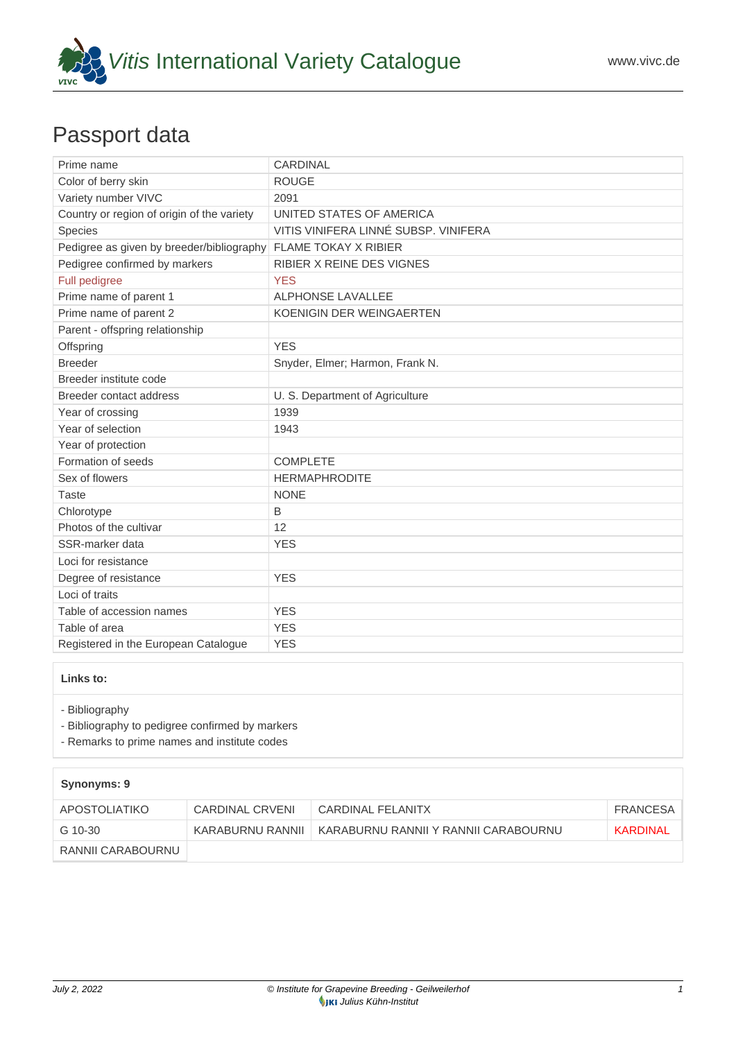# *Vitis* International Variety Catalogue

www.vivc.de

## Passport data

| Prime name | CARDINAL |
|---|---|
| Color of berry skin | ROUGE |
| Variety number VIVC | 2091 |
| Country or region of origin of the variety | UNITED STATES OF AMERICA |
| Species | VITIS VINIFERA LINNÉ SUBSP. VINIFERA |
| Pedigree as given by breeder/bibliography | FLAME TOKAY X RIBIER |
| Pedigree confirmed by markers | RIBIER X REINE DES VIGNES |
| Full pedigree | YES |
| Prime name of parent 1 | ALPHONSE LAVALLEE |
| Prime name of parent 2 | KOENIGIN DER WEINGAERTEN |
| Parent - offspring relationship | |
| Offspring | YES |
| Breeder | Snyder, Elmer; Harmon, Frank N. |
| Breeder institute code | |
| Breeder contact address | U. S. Department of Agriculture |
| Year of crossing | 1939 |
| Year of selection | 1943 |
| Year of protection | |
| Formation of seeds | COMPLETE |
| Sex of flowers | HERMAPHRODITE |
| Taste | NONE |
| Chlorotype | B |
| Photos of the cultivar | 12 |
| SSR-marker data | YES |
| Loci for resistance | |
| Degree of resistance | YES |
| Loci of traits | |
| Table of accession names | YES |
| Table of area | YES |
| Registered in the European Catalogue | YES |

**Links to:**

- Bibliography
- Bibliography to pedigree confirmed by markers
- Remarks to prime names and institute codes

**Synonyms: 9**

| | | | |
|---|---|---|---|
| APOSTOLIATIKO | CARDINAL CRVENI | CARDINAL FELANITX | FRANCESA |
| G 10-30 | KARABURNU RANNII | KARABURNU RANNII Y RANNII CARABOURNU | KARDINAL |
| RANNII CARABOURNU | | | |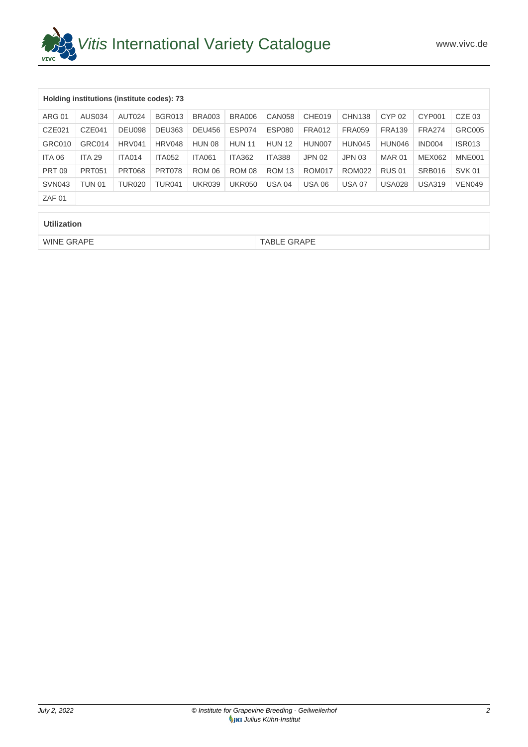**Holding institutions (institute codes): 73**

| | | | | | | | | | | | |
|---|---|---|---|---|---|---|---|---|---|---|---|
| ARG 01 | AUS034 | AUT024 | BGR013 | BRA003 | BRA006 | CAN058 | CHE019 | CHN138 | CYP 02 | CYP001 | CZE 03 |
| CZE021 | CZE041 | DEU098 | DEU363 | DEU456 | ESP074 | ESP080 | FRA012 | FRA059 | FRA139 | FRA274 | GRC005 |
| GRC010 | GRC014 | HRV041 | HRV048 | HUN 08 | HUN 11 | HUN 12 | HUN007 | HUN045 | HUN046 | IND004 | ISR013 |
| ITA 06 | ITA 29 | ITA014 | ITA052 | ITA061 | ITA362 | ITA388 | JPN 02 | JPN 03 | MAR 01 | MEX062 | MNE001 |
| PRT 09 | PRT051 | PRT068 | PRT078 | ROM 06 | ROM 08 | ROM 13 | ROM017 | ROM022 | RUS 01 | SRB016 | SVK 01 |
| SVN043 | TUN 01 | TUR020 | TUR041 | UKR039 | UKR050 | USA 04 | USA 06 | USA 07 | USA028 | USA319 | VEN049 |
| ZAF 01 | | | | | | | | | | | |

**Utilization**

| | |
|---|---|
| WINE GRAPE | TABLE GRAPE |